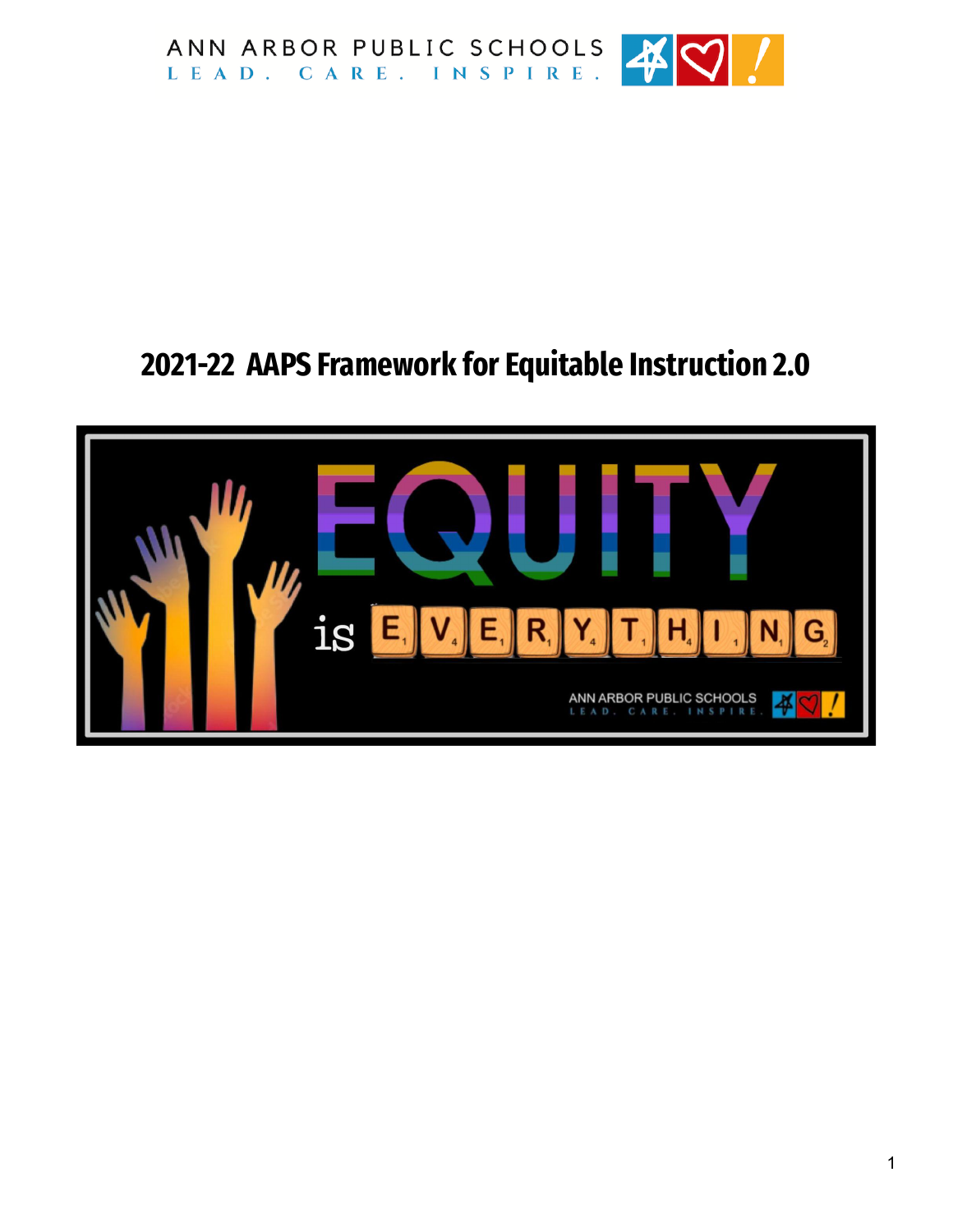ANN ARBOR PUBLIC SCHOOLS
LEAD. CARE. INSPIRE.

# 2021-22 AAPS Framework for Equitable Instruction 2.0

EQUITY is EVERYTHING

ANN ARBOR PUBLIC SCHOOLS
LEAD. CARE. INSPIRE.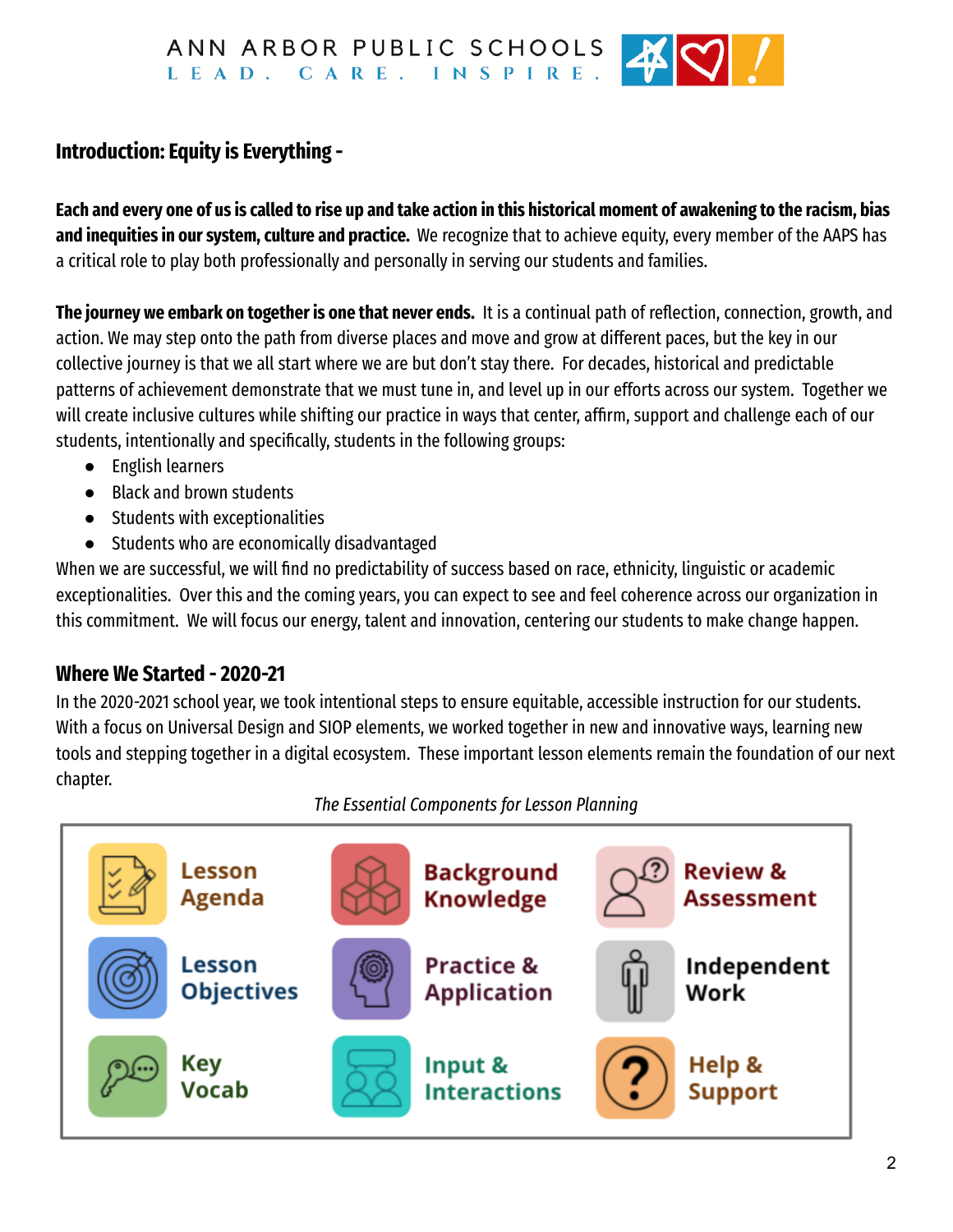## Introduction: Equity is Everything -

**Each and every one of us is called to rise up and take action in this historical moment of awakening to the racism, bias and inequities in our system, culture and practice.** We recognize that to achieve equity, every member of the AAPS has a critical role to play both professionally and personally in serving our students and families.

**The journey we embark on together is one that never ends.** It is a continual path of reflection, connection, growth, and action. We may step onto the path from diverse places and move and grow at different paces, but the key in our collective journey is that we all start where we are but don't stay there. For decades, historical and predictable patterns of achievement demonstrate that we must tune in, and level up in our efforts across our system. Together we will create inclusive cultures while shifting our practice in ways that center, affirm, support and challenge each of our students, intentionally and specifically, students in the following groups:

- English learners
- Black and brown students
- Students with exceptionalities
- Students who are economically disadvantaged

When we are successful, we will find no predictability of success based on race, ethnicity, linguistic or academic exceptionalities. Over this and the coming years, you can expect to see and feel coherence across our organization in this commitment. We will focus our energy, talent and innovation, centering our students to make change happen.

## Where We Started - 2020-21

In the 2020-2021 school year, we took intentional steps to ensure equitable, accessible instruction for our students. With a focus on Universal Design and SIOP elements, we worked together in new and innovative ways, learning new tools and stepping together in a digital ecosystem. These important lesson elements remain the foundation of our next chapter.

*The Essential Components for Lesson Planning*

| | | |
|---|---|---|
| Lesson Agenda | Background Knowledge | Review & Assessment |
| Lesson Objectives | Practice & Application | Independent Work |
| Key Vocab | Input & Interactions | Help & Support |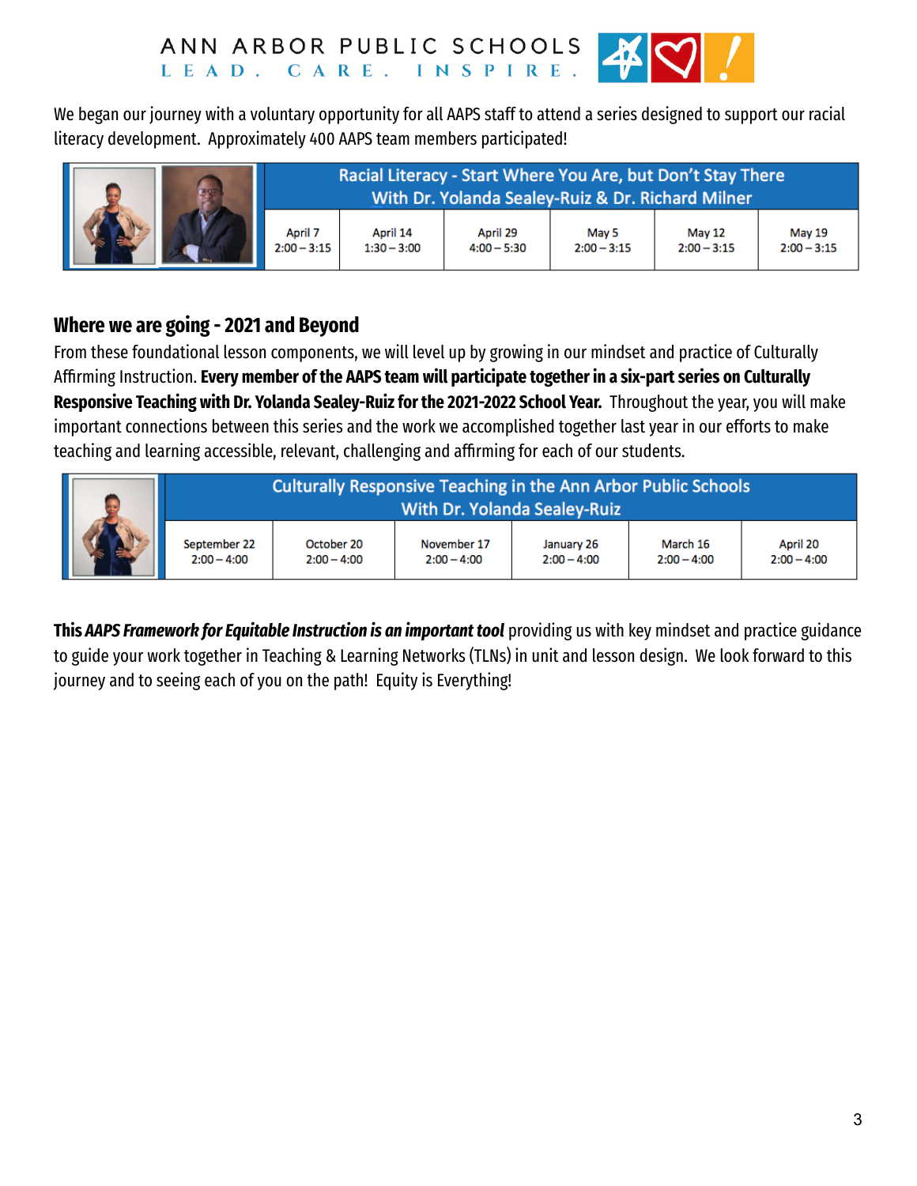ANN ARBOR PUBLIC SCHOOLS
LEAD. CARE. INSPIRE.

We began our journey with a voluntary opportunity for all AAPS staff to attend a series designed to support our racial literacy development. Approximately 400 AAPS team members participated!

| Racial Literacy - Start Where You Are, but Don't Stay There With Dr. Yolanda Sealey-Ruiz & Dr. Richard Milner | | | | | |
|---|---|---|---|---|---|
| April 7 2:00 – 3:15 | April 14 1:30 – 3:00 | April 29 4:00 – 5:30 | May 5 2:00 – 3:15 | May 12 2:00 – 3:15 | May 19 2:00 – 3:15 |

## Where we are going - 2021 and Beyond

From these foundational lesson components, we will level up by growing in our mindset and practice of Culturally Affirming Instruction. **Every member of the AAPS team will participate together in a six-part series on Culturally Responsive Teaching with Dr. Yolanda Sealey-Ruiz for the 2021-2022 School Year.** Throughout the year, you will make important connections between this series and the work we accomplished together last year in our efforts to make teaching and learning accessible, relevant, challenging and affirming for each of our students.

| Culturally Responsive Teaching in the Ann Arbor Public Schools With Dr. Yolanda Sealey-Ruiz | | | | | |
|---|---|---|---|---|---|
| September 22 2:00 – 4:00 | October 20 2:00 – 4:00 | November 17 2:00 – 4:00 | January 26 2:00 – 4:00 | March 16 2:00 – 4:00 | April 20 2:00 – 4:00 |

**This *AAPS Framework for Equitable Instruction is an important tool*** providing us with key mindset and practice guidance to guide your work together in Teaching & Learning Networks (TLNs) in unit and lesson design. We look forward to this journey and to seeing each of you on the path! Equity is Everything!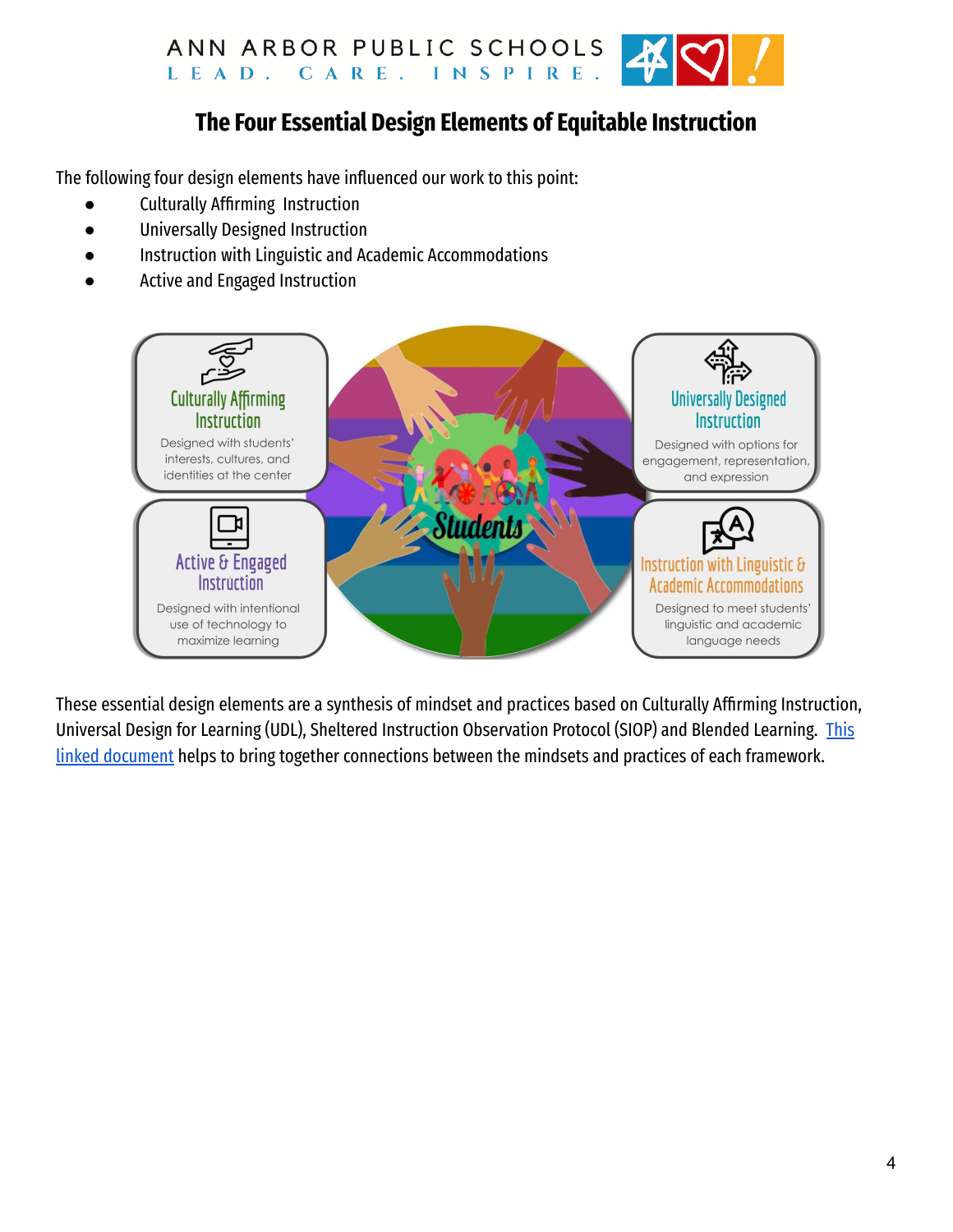# The Four Essential Design Elements of Equitable Instruction

The following four design elements have influenced our work to this point:

- Culturally Affirming Instruction
- Universally Designed Instruction
- Instruction with Linguistic and Academic Accommodations
- Active and Engaged Instruction

**Culturally Affirming Instruction**
Designed with students' interests, cultures, and identities at the center

**Universally Designed Instruction**
Designed with options for engagement, representation, and expression

**Active & Engaged Instruction**
Designed with intentional use of technology to maximize learning

**Instruction with Linguistic & Academic Accommodations**
Designed to meet students' linguistic and academic language needs

**Students**

These essential design elements are a synthesis of mindset and practices based on Culturally Affirming Instruction, Universal Design for Learning (UDL), Sheltered Instruction Observation Protocol (SIOP) and Blended Learning. [This linked document] helps to bring together connections between the mindsets and practices of each framework.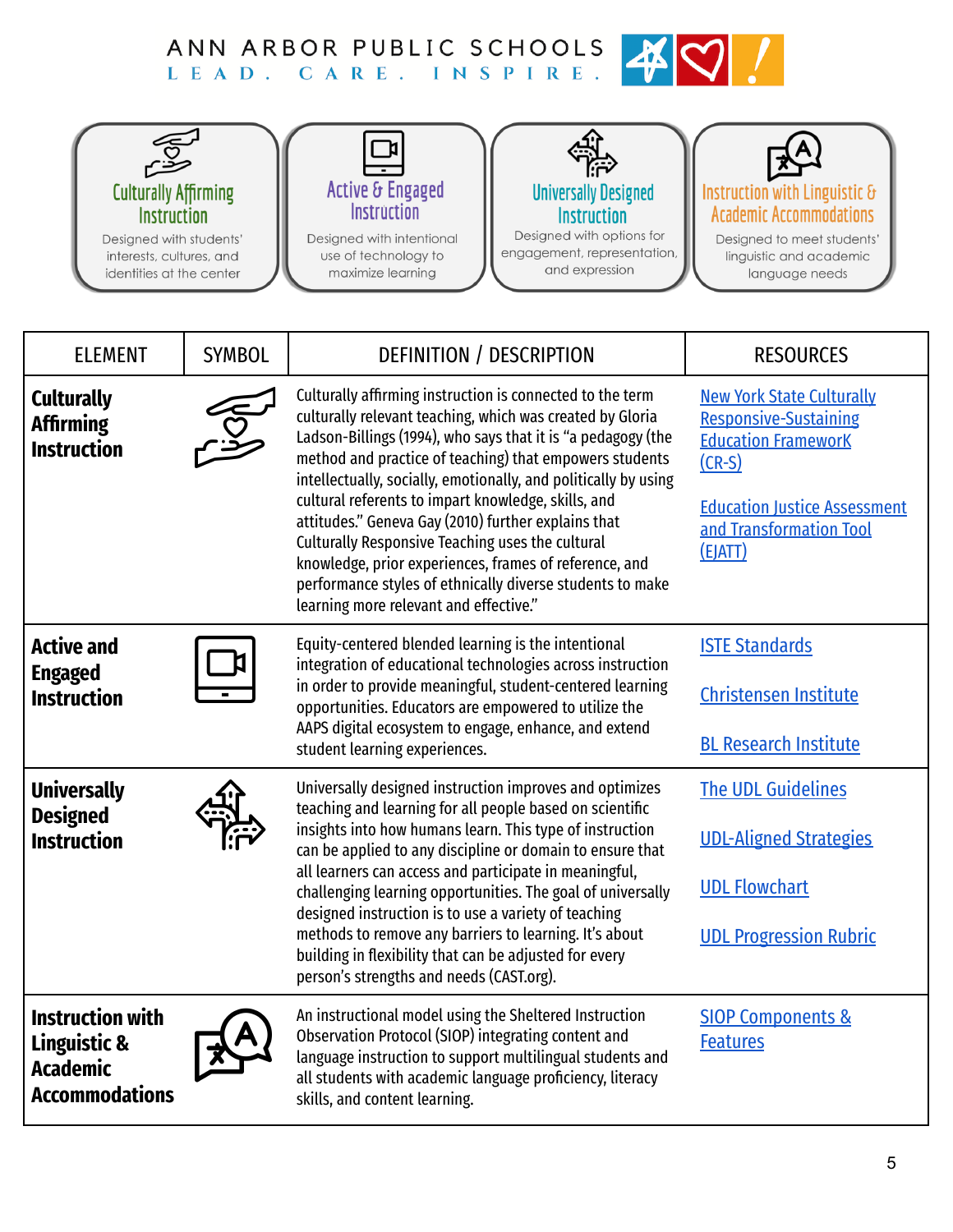ANN ARBOR PUBLIC SCHOOLS
LEAD. CARE. INSPIRE.

**Culturally Affirming Instruction**
Designed with students' interests, cultures, and identities at the center

**Active & Engaged Instruction**
Designed with intentional use of technology to maximize learning

**Universally Designed Instruction**
Designed with options for engagement, representation, and expression

**Instruction with Linguistic & Academic Accommodations**
Designed to meet students' linguistic and academic language needs

| ELEMENT | SYMBOL | DEFINITION / DESCRIPTION | RESOURCES |
|---|---|---|---|
| **Culturally Affirming Instruction** | | Culturally affirming instruction is connected to the term culturally relevant teaching, which was created by Gloria Ladson-Billings (1994), who says that it is "a pedagogy (the method and practice of teaching) that empowers students intellectually, socially, emotionally, and politically by using cultural referents to impart knowledge, skills, and attitudes." Geneva Gay (2010) further explains that Culturally Responsive Teaching uses the cultural knowledge, prior experiences, frames of reference, and performance styles of ethnically diverse students to make learning more relevant and effective." | New York State Culturally Responsive-Sustaining Education FrameworK (CR-S)<br><br>Education Justice Assessment and Transformation Tool (EJATT) |
| **Active and Engaged Instruction** | | Equity-centered blended learning is the intentional integration of educational technologies across instruction in order to provide meaningful, student-centered learning opportunities. Educators are empowered to utilize the AAPS digital ecosystem to engage, enhance, and extend student learning experiences. | ISTE Standards<br><br>Christensen Institute<br><br>BL Research Institute |
| **Universally Designed Instruction** | | Universally designed instruction improves and optimizes teaching and learning for all people based on scientific insights into how humans learn. This type of instruction can be applied to any discipline or domain to ensure that all learners can access and participate in meaningful, challenging learning opportunities. The goal of universally designed instruction is to use a variety of teaching methods to remove any barriers to learning. It's about building in flexibility that can be adjusted for every person's strengths and needs (CAST.org). | The UDL Guidelines<br><br>UDL-Aligned Strategies<br><br>UDL Flowchart<br><br>UDL Progression Rubric |
| **Instruction with Linguistic & Academic Accommodations** | | An instructional model using the Sheltered Instruction Observation Protocol (SIOP) integrating content and language instruction to support multilingual students and all students with academic language proficiency, literacy skills, and content learning. | SIOP Components & Features |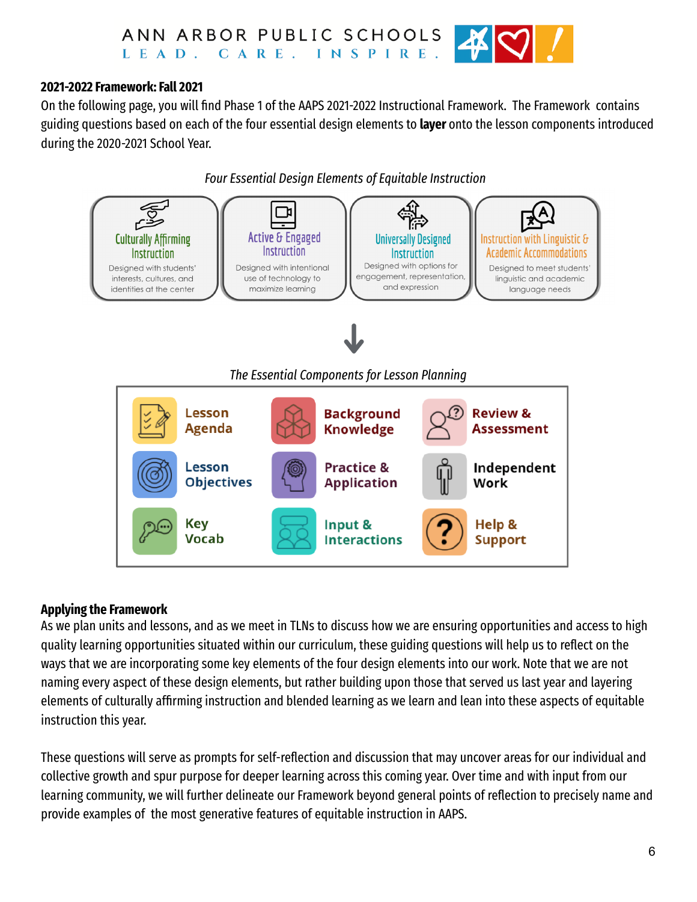ANN ARBOR PUBLIC SCHOOLS
LEAD. CARE. INSPIRE.

**2021-2022 Framework: Fall 2021**

On the following page, you will find Phase 1 of the AAPS 2021-2022 Instructional Framework. The Framework contains guiding questions based on each of the four essential design elements to **layer** onto the lesson components introduced during the 2020-2021 School Year.

*Four Essential Design Elements of Equitable Instruction*

| Culturally Affirming Instruction | Active & Engaged Instruction | Universally Designed Instruction | Instruction with Linguistic & Academic Accommodations |
|---|---|---|---|
| Designed with students' interests, cultures, and identities at the center | Designed with intentional use of technology to maximize learning | Designed with options for engagement, representation, and expression | Designed to meet students' linguistic and academic language needs |

↓

*The Essential Components for Lesson Planning*

| | | |
|---|---|---|
| Lesson Agenda | Background Knowledge | Review & Assessment |
| Lesson Objectives | Practice & Application | Independent Work |
| Key Vocab | Input & Interactions | Help & Support |

**Applying the Framework**

As we plan units and lessons, and as we meet in TLNs to discuss how we are ensuring opportunities and access to high quality learning opportunities situated within our curriculum, these guiding questions will help us to reflect on the ways that we are incorporating some key elements of the four design elements into our work. Note that we are not naming every aspect of these design elements, but rather building upon those that served us last year and layering elements of culturally affirming instruction and blended learning as we learn and lean into these aspects of equitable instruction this year.

These questions will serve as prompts for self-reflection and discussion that may uncover areas for our individual and collective growth and spur purpose for deeper learning across this coming year. Over time and with input from our learning community, we will further delineate our Framework beyond general points of reflection to precisely name and provide examples of the most generative features of equitable instruction in AAPS.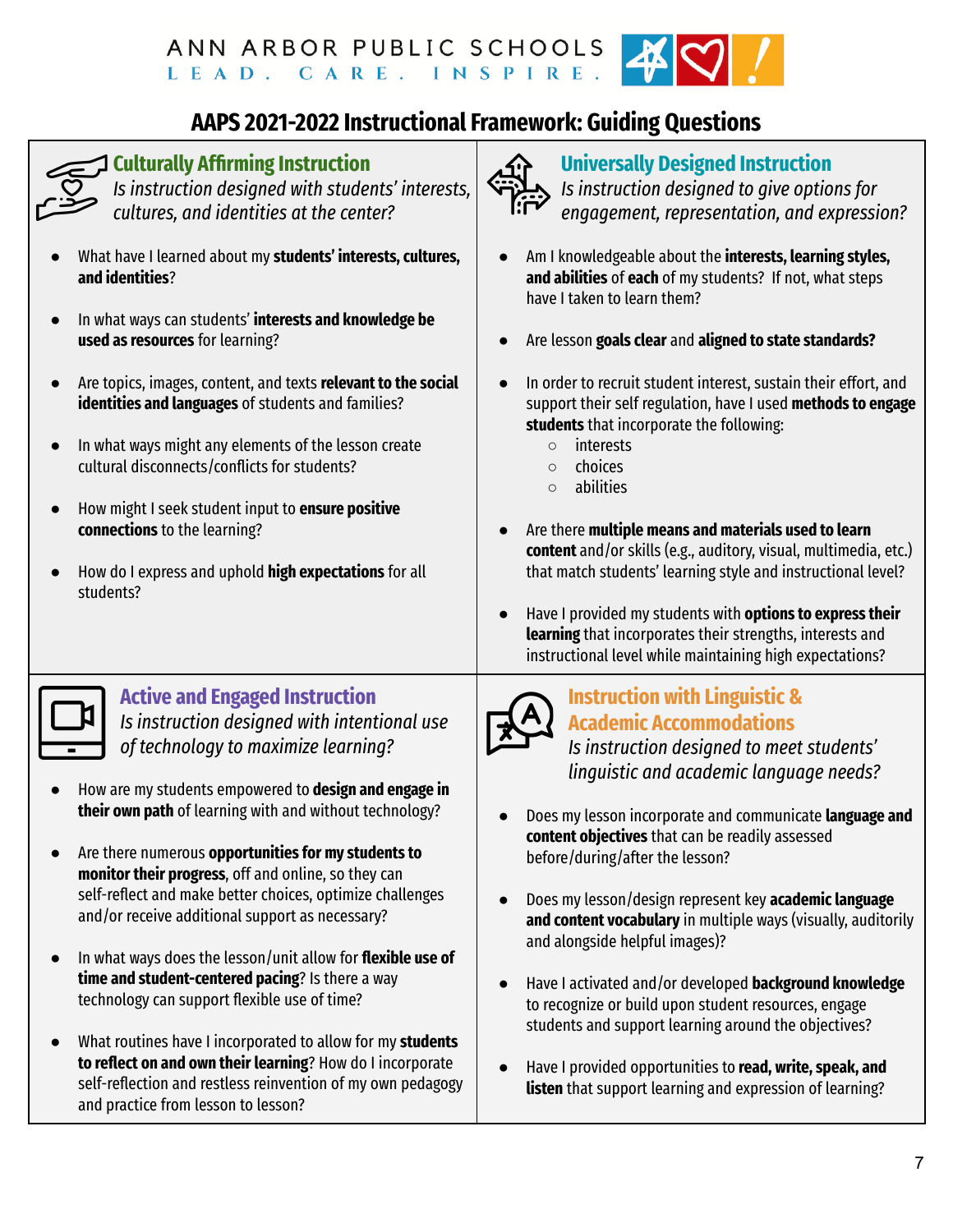ANN ARBOR PUBLIC SCHOOLS

LEAD. CARE. INSPIRE.

# AAPS 2021-2022 Instructional Framework: Guiding Questions

## Culturally Affirming Instruction

*Is instruction designed with students' interests, cultures, and identities at the center?*

- What have I learned about my **students' interests, cultures, and identities**?
- In what ways can students' **interests and knowledge be used as resources** for learning?
- Are topics, images, content, and texts **relevant to the social identities and languages** of students and families?
- In what ways might any elements of the lesson create cultural disconnects/conflicts for students?
- How might I seek student input to **ensure positive connections** to the learning?
- How do I express and uphold **high expectations** for all students?

## Universally Designed Instruction

*Is instruction designed to give options for engagement, representation, and expression?*

- Am I knowledgeable about the **interests, learning styles, and abilities** of **each** of my students? If not, what steps have I taken to learn them?
- Are lesson **goals clear** and **aligned to state standards?**
- In order to recruit student interest, sustain their effort, and support their self regulation, have I used **methods to engage students** that incorporate the following:
  - interests
  - choices
  - abilities
- Are there **multiple means and materials used to learn content** and/or skills (e.g., auditory, visual, multimedia, etc.) that match students' learning style and instructional level?
- Have I provided my students with **options to express their learning** that incorporates their strengths, interests and instructional level while maintaining high expectations?

## Active and Engaged Instruction

*Is instruction designed with intentional use of technology to maximize learning?*

- How are my students empowered to **design and engage in their own path** of learning with and without technology?
- Are there numerous **opportunities for my students to monitor their progress**, off and online, so they can self-reflect and make better choices, optimize challenges and/or receive additional support as necessary?
- In what ways does the lesson/unit allow for **flexible use of time and student-centered pacing**? Is there a way technology can support flexible use of time?
- What routines have I incorporated to allow for my **students to reflect on and own their learning**? How do I incorporate self-reflection and restless reinvention of my own pedagogy and practice from lesson to lesson?

## Instruction with Linguistic & Academic Accommodations

*Is instruction designed to meet students' linguistic and academic language needs?*

- Does my lesson incorporate and communicate **language and content objectives** that can be readily assessed before/during/after the lesson?
- Does my lesson/design represent key **academic language and content vocabulary** in multiple ways (visually, auditorily and alongside helpful images)?
- Have I activated and/or developed **background knowledge** to recognize or build upon student resources, engage students and support learning around the objectives?
- Have I provided opportunities to **read, write, speak, and listen** that support learning and expression of learning?